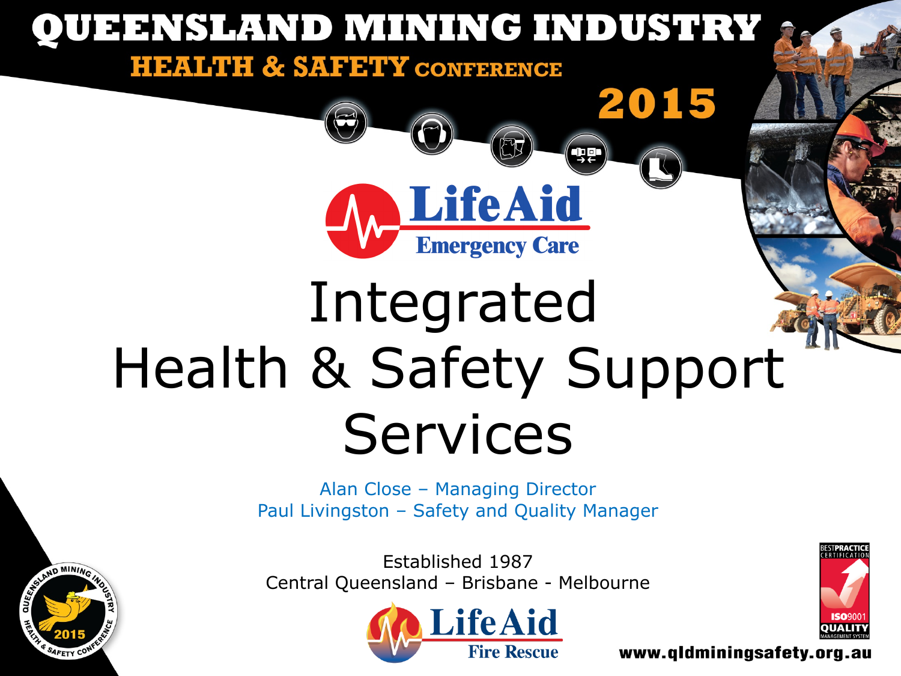# QUEENSLAND MINING INDUSTRY

## HEALTH & SAFETY CONFERENCE

2015

**LifeAid**
**Emergency Care**

# Integrated Health & Safety Support Services

Alan Close – Managing Director
Paul Livingston – Safety and Quality Manager

Established 1987
Central Queensland – Brisbane - Melbourne

**LifeAid**
**Fire Rescue**

www.qldminingsafety.org.au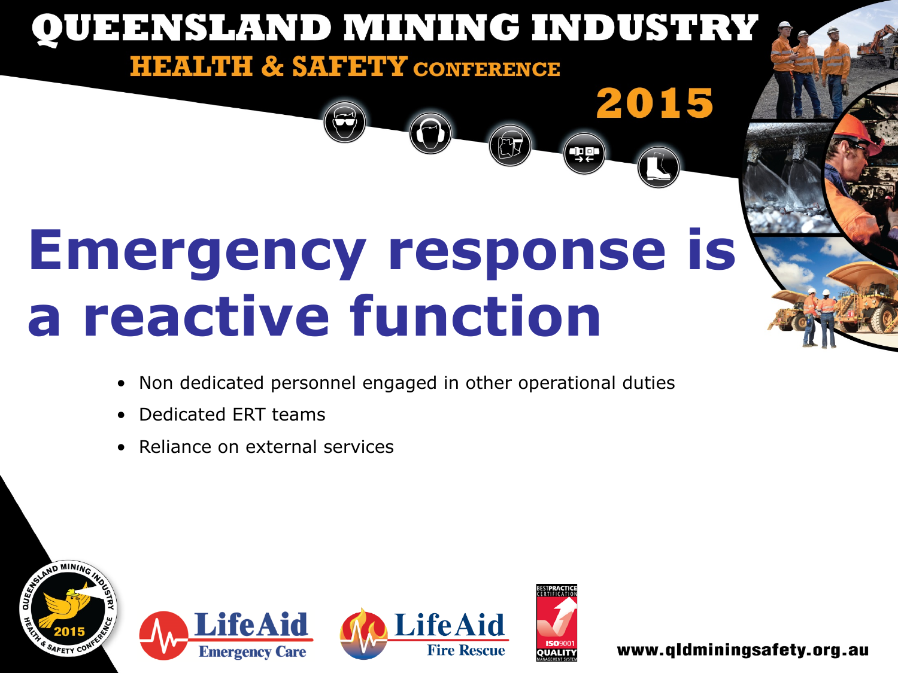# Emergency response is a reactive function

- Non dedicated personnel engaged in other operational duties
- Dedicated ERT teams
- Reliance on external services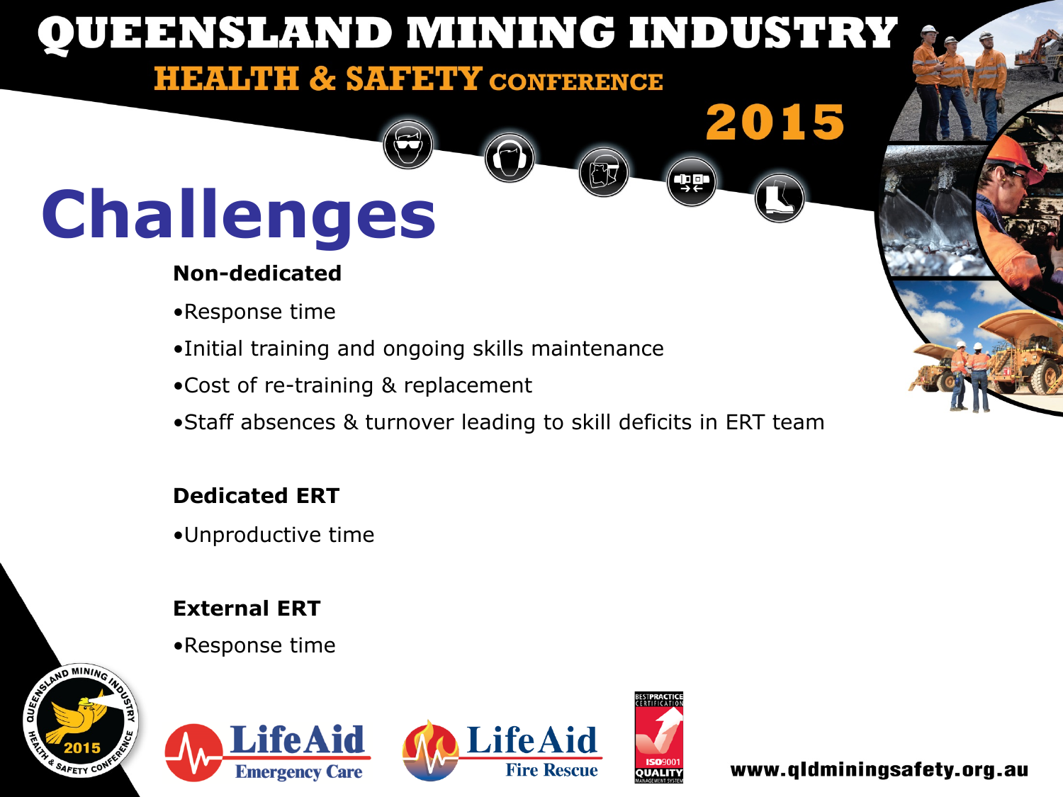# Challenges

**Non-dedicated**

- Response time
- Initial training and ongoing skills maintenance
- Cost of re-training & replacement
- Staff absences & turnover leading to skill deficits in ERT team

**Dedicated ERT**

- Unproductive time

**External ERT**

- Response time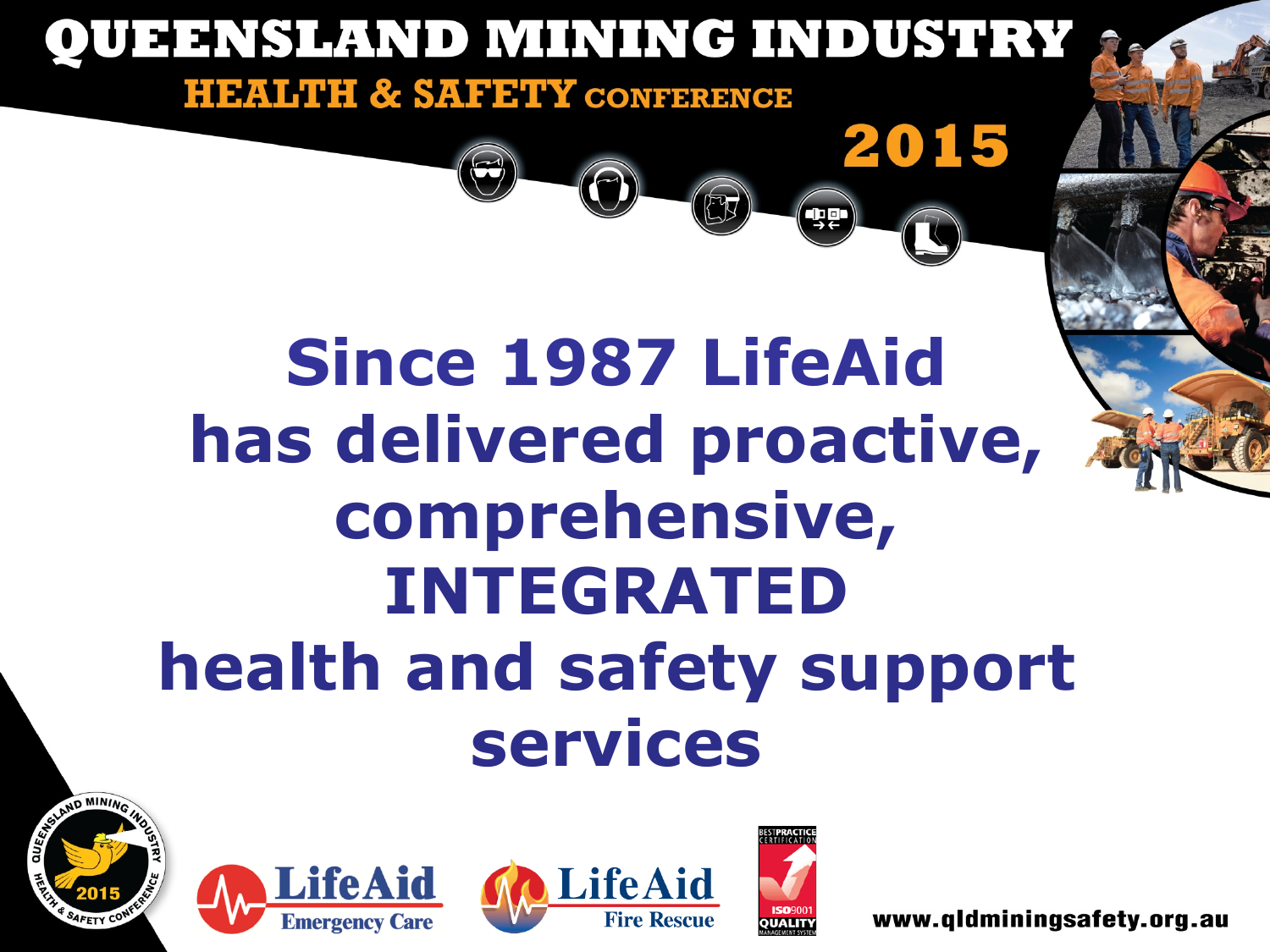# Since 1987 LifeAid has delivered proactive, comprehensive, INTEGRATED health and safety support services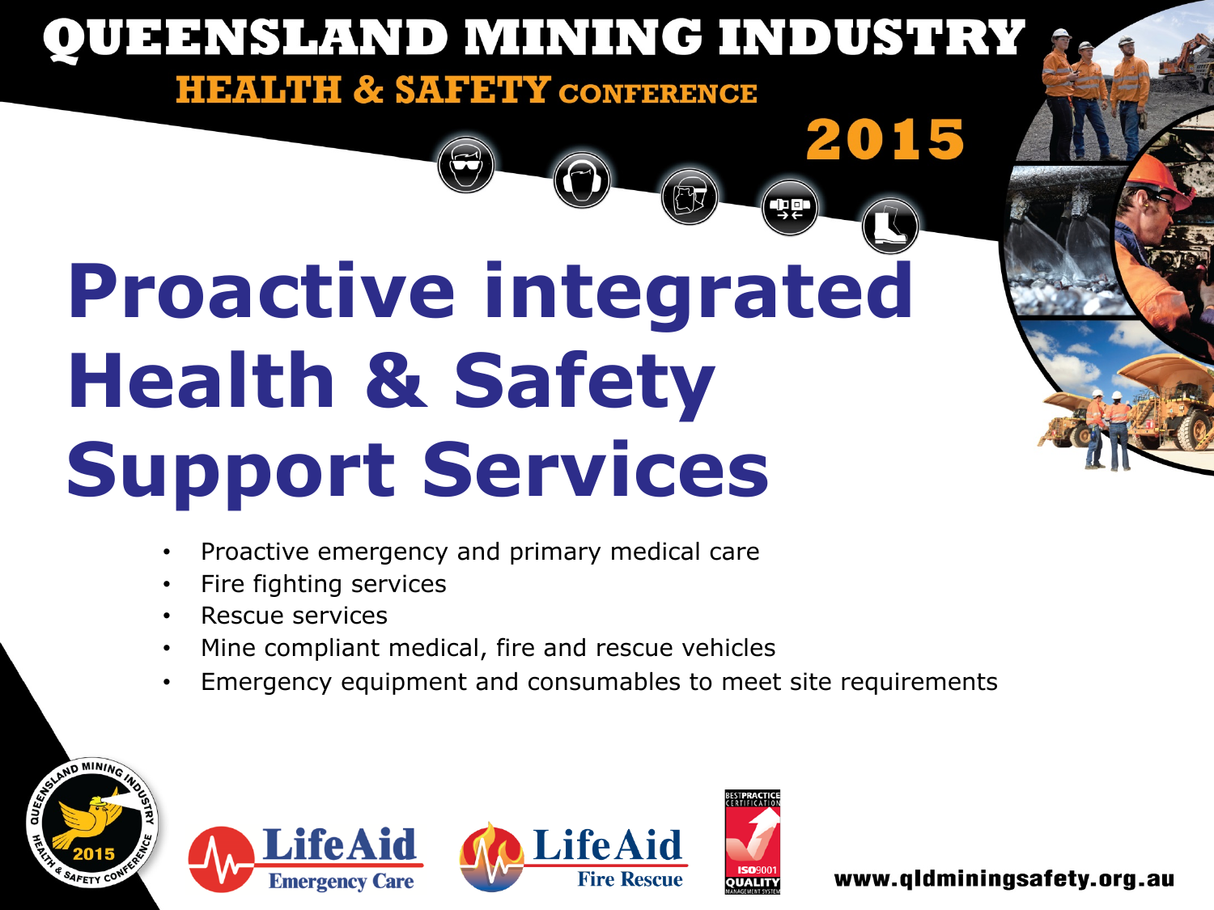# Proactive integrated Health & Safety Support Services

- Proactive emergency and primary medical care
- Fire fighting services
- Rescue services
- Mine compliant medical, fire and rescue vehicles
- Emergency equipment and consumables to meet site requirements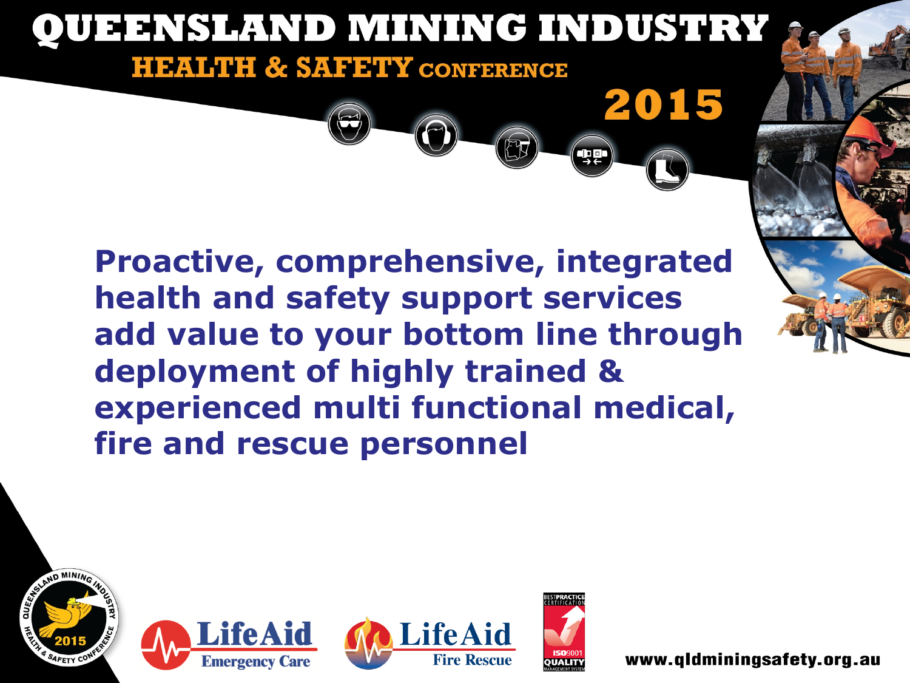# QUEENSLAND MINING INDUSTRY

## HEALTH & SAFETY CONFERENCE

## 2015

**Proactive, comprehensive, integrated health and safety support services add value to your bottom line through deployment of highly trained & experienced multi functional medical, fire and rescue personnel**

LifeAid Emergency Care

LifeAid Fire Rescue

www.qldminingsafety.org.au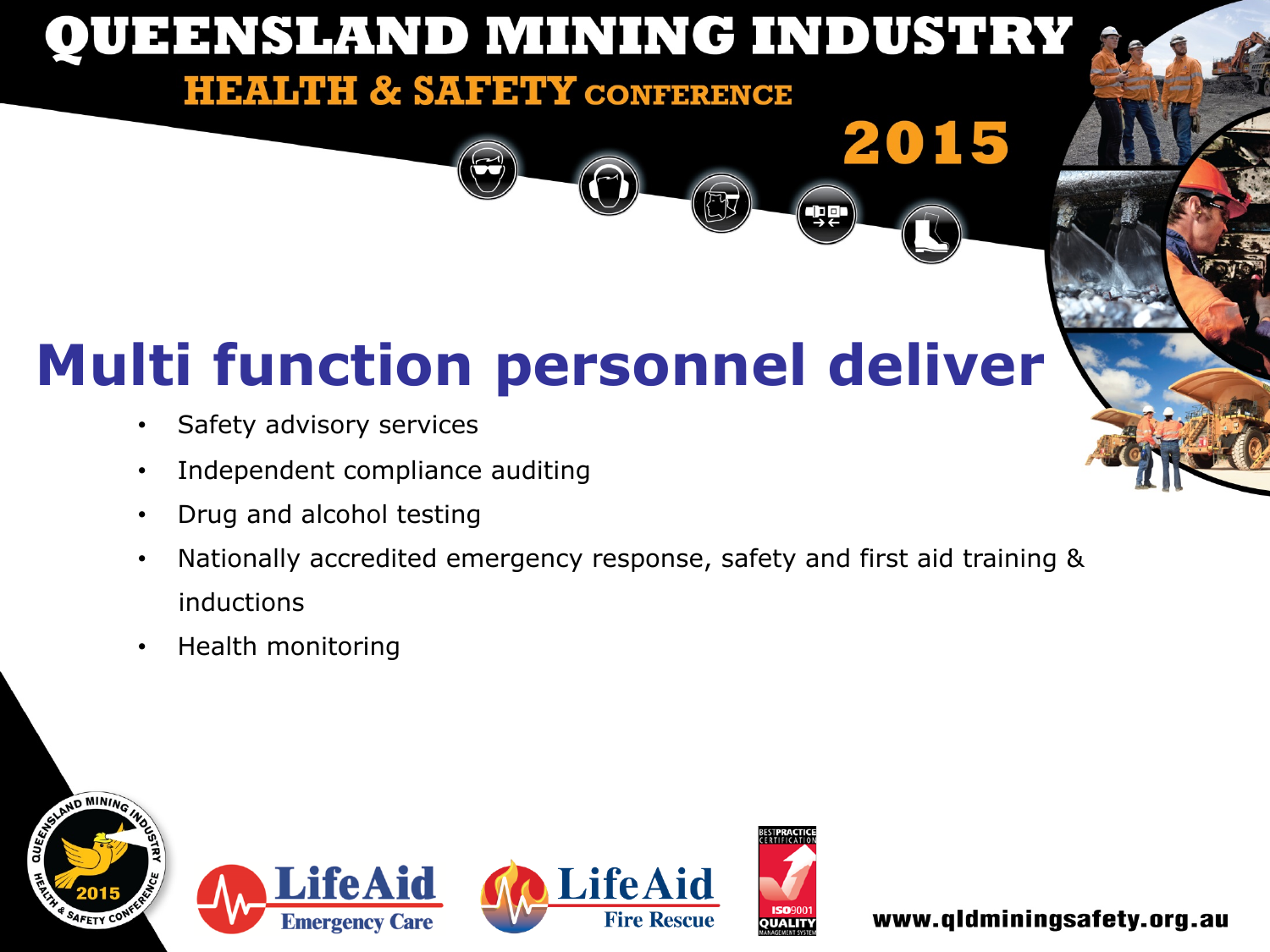# Multi function personnel deliver

- Safety advisory services
- Independent compliance auditing
- Drug and alcohol testing
- Nationally accredited emergency response, safety and first aid training & inductions
- Health monitoring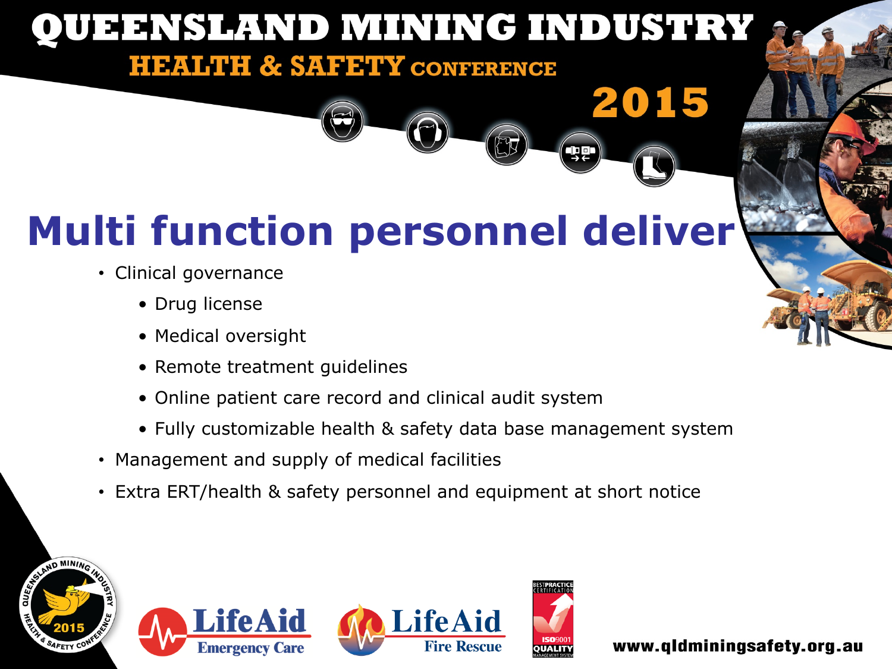# Multi function personnel deliver

- Clinical governance
  - Drug license
  - Medical oversight
  - Remote treatment guidelines
  - Online patient care record and clinical audit system
  - Fully customizable health & safety data base management system
- Management and supply of medical facilities
- Extra ERT/health & safety personnel and equipment at short notice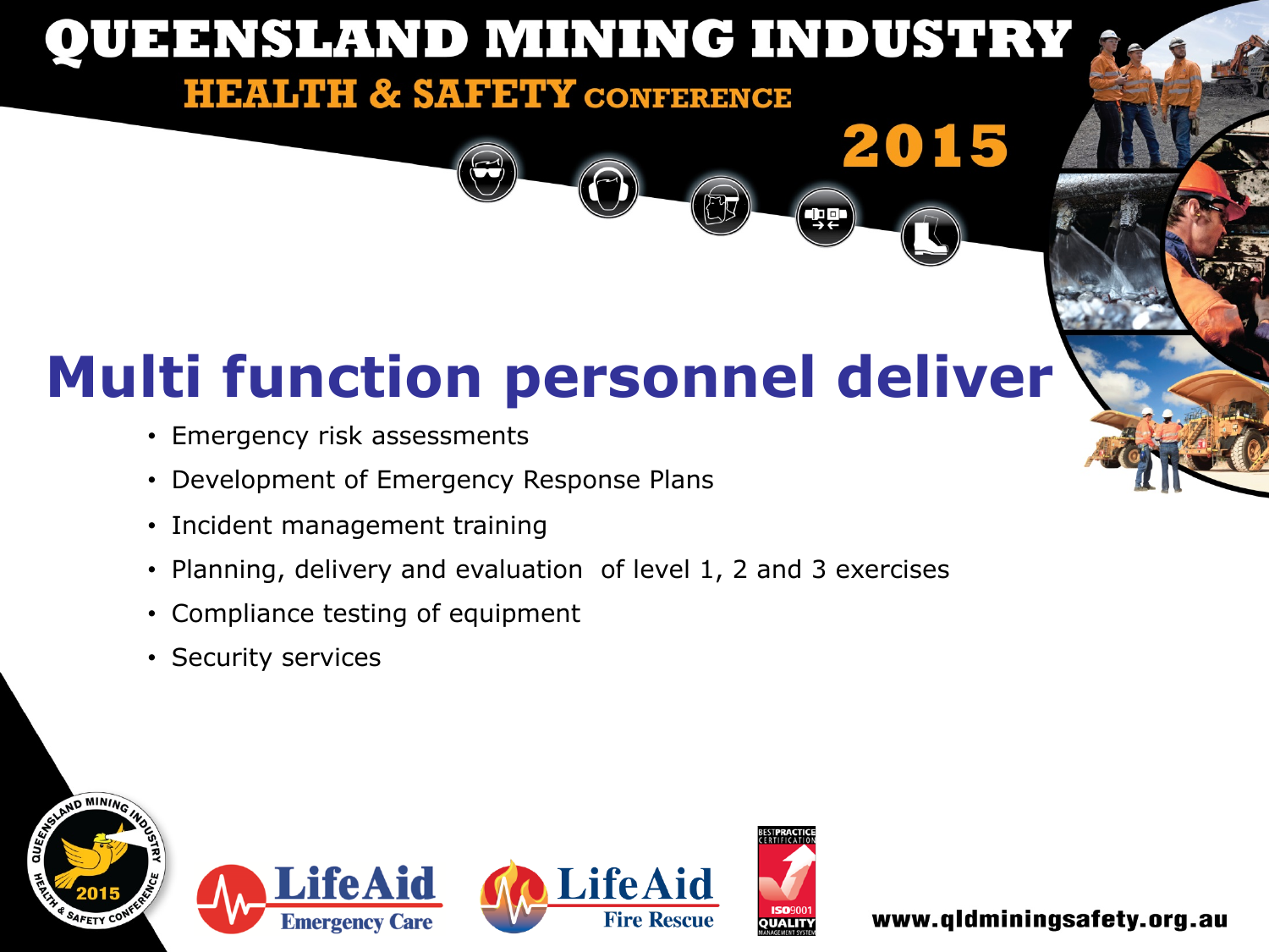# Multi function personnel deliver

- Emergency risk assessments
- Development of Emergency Response Plans
- Incident management training
- Planning, delivery and evaluation of level 1, 2 and 3 exercises
- Compliance testing of equipment
- Security services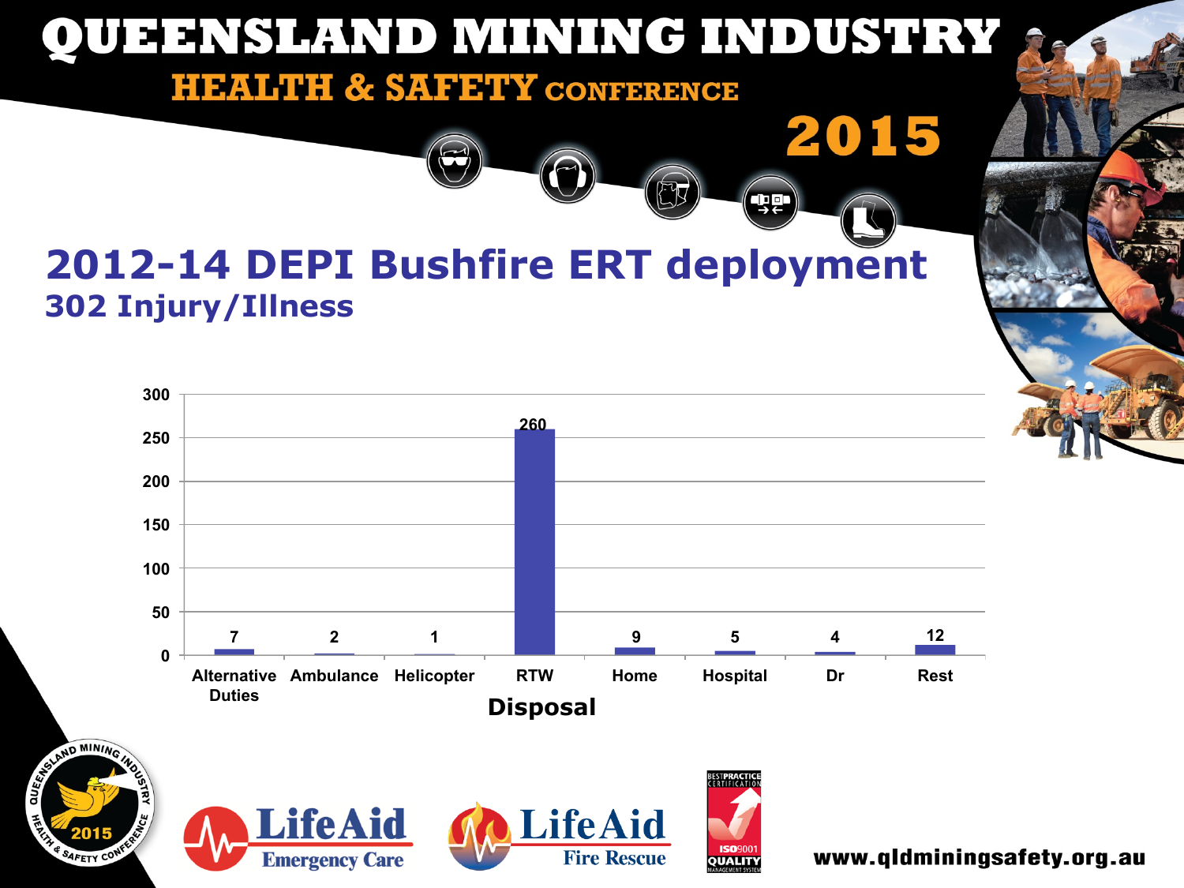# 2012-14 DEPI Bushfire ERT deployment

## 302 Injury/Illness

| Disposal | Count |
|---|---|
| Alternative Duties | 7 |
| Ambulance | 2 |
| Helicopter | 1 |
| RTW | 260 |
| Home | 9 |
| Hospital | 5 |
| Dr | 4 |
| Rest | 12 |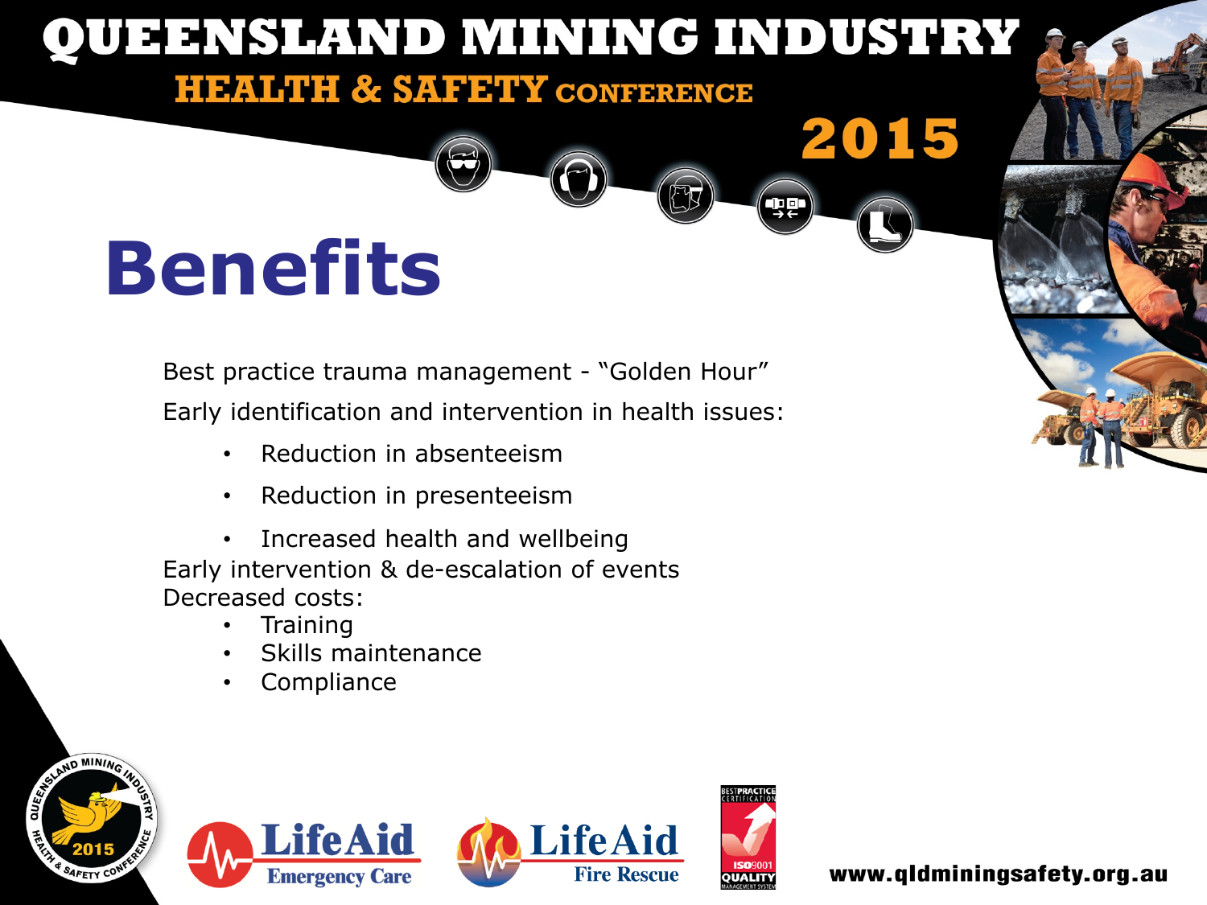# Benefits

Best practice trauma management - "Golden Hour"

Early identification and intervention in health issues:

- Reduction in absenteeism
- Reduction in presenteeism
- Increased health and wellbeing

Early intervention & de-escalation of events

Decreased costs:

- Training
- Skills maintenance
- Compliance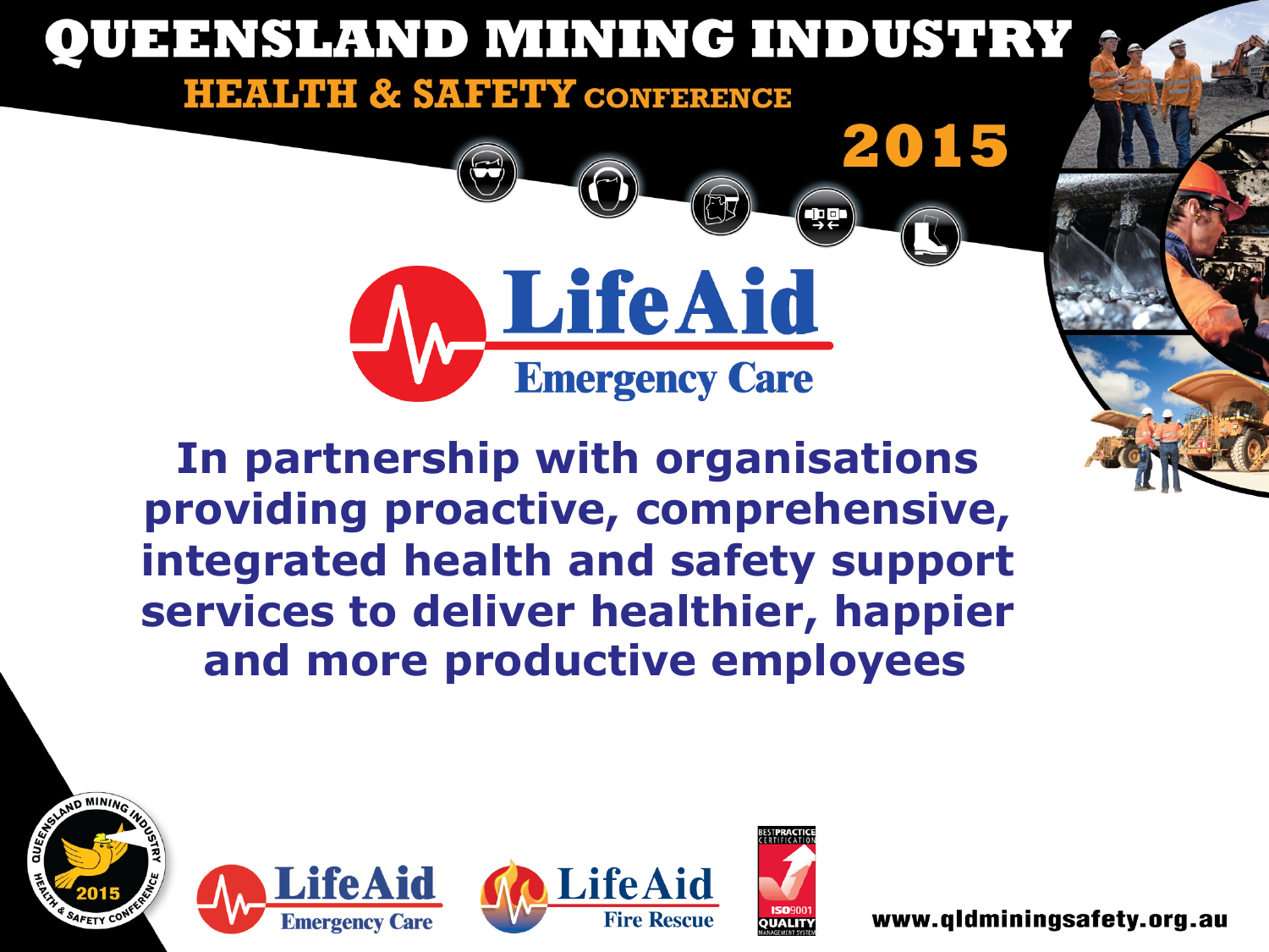# QUEENSLAND MINING INDUSTRY

## HEALTH & SAFETY CONFERENCE

2015

**LifeAid**

**Emergency Care**

**In partnership with organisations providing proactive, comprehensive, integrated health and safety support services to deliver healthier, happier and more productive employees**

LifeAid Emergency Care

LifeAid Fire Rescue

www.qldminingsafety.org.au